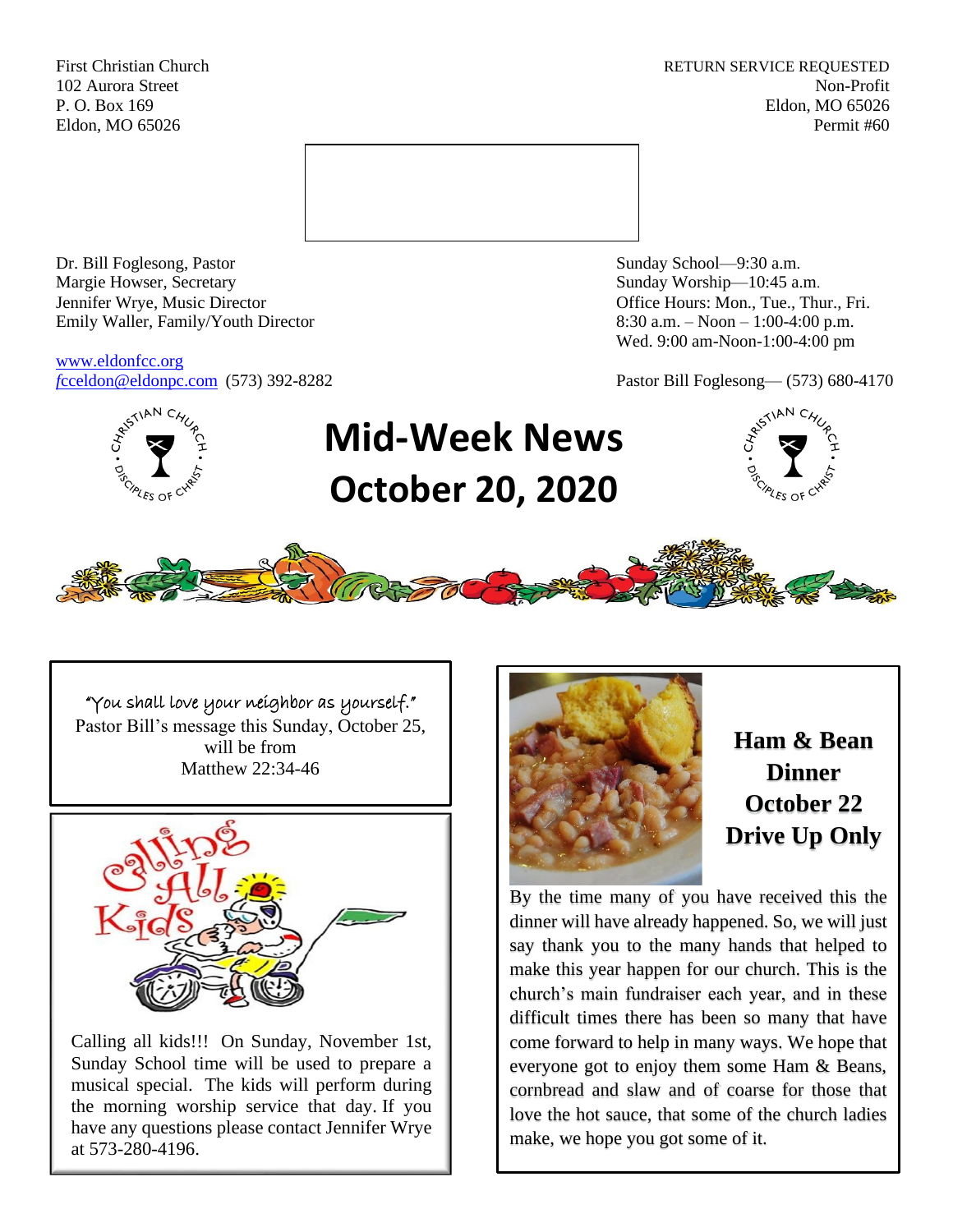First Christian Church
102 Aurora Street
P. O. Box 169
Eldon, MO 65026

RETURN SERVICE REQUESTED
Non-Profit
Eldon, MO 65026
Permit #60

Dr. Bill Foglesong, Pastor
Margie Howser, Secretary
Jennifer Wrye, Music Director
Emily Waller, Family/Youth Director

www.eldonfcc.org
fcceldon@eldonpc.com (573) 392-8282

Sunday School—9:30 a.m.
Sunday Worship—10:45 a.m.
Office Hours: Mon., Tue., Thur., Fri.
8:30 a.m. – Noon – 1:00-4:00 p.m.
Wed. 9:00 am-Noon-1:00-4:00 pm

Pastor Bill Foglesong— (573) 680-4170

# Mid-Week News
# October 20, 2020

"You shall love your neighbor as yourself."
Pastor Bill's message this Sunday, October 25, will be from
Matthew 22:34-46

Calling all kids!!! On Sunday, November 1st, Sunday School time will be used to prepare a musical special. The kids will perform during the morning worship service that day. If you have any questions please contact Jennifer Wrye at 573-280-4196.

## Ham & Bean Dinner October 22 Drive Up Only

By the time many of you have received this the dinner will have already happened. So, we will just say thank you to the many hands that helped to make this year happen for our church. This is the church's main fundraiser each year, and in these difficult times there has been so many that have come forward to help in many ways. We hope that everyone got to enjoy them some Ham & Beans, cornbread and slaw and of coarse for those that love the hot sauce, that some of the church ladies make, we hope you got some of it.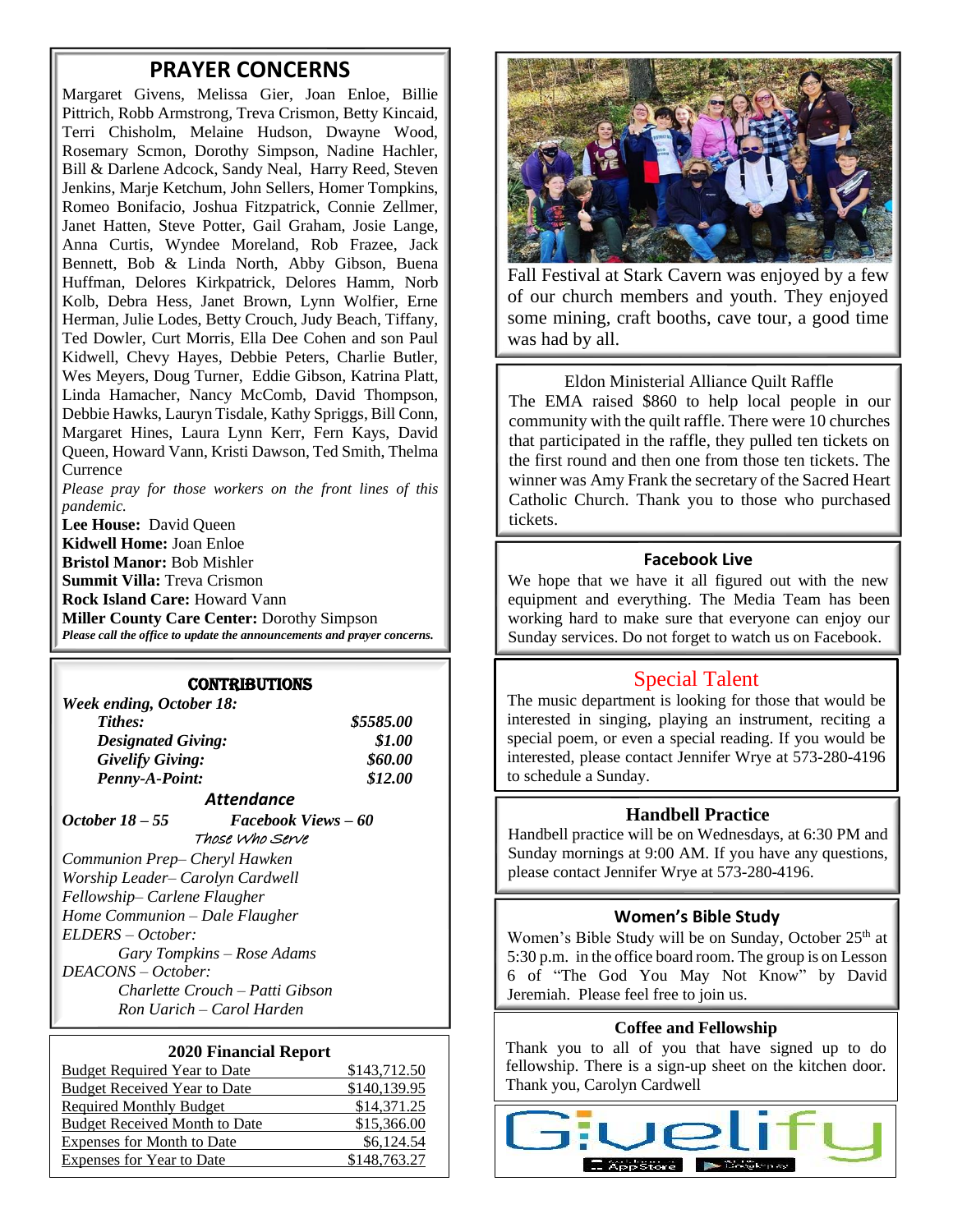## PRAYER CONCERNS

Margaret Givens, Melissa Gier, Joan Enloe, Billie Pittrich, Robb Armstrong, Treva Crismon, Betty Kincaid, Terri Chisholm, Melaine Hudson, Dwayne Wood, Rosemary Scmon, Dorothy Simpson, Nadine Hachler, Bill & Darlene Adcock, Sandy Neal, Harry Reed, Steven Jenkins, Marje Ketchum, John Sellers, Homer Tompkins, Romeo Bonifacio, Joshua Fitzpatrick, Connie Zellmer, Janet Hatten, Steve Potter, Gail Graham, Josie Lange, Anna Curtis, Wyndee Moreland, Rob Frazee, Jack Bennett, Bob & Linda North, Abby Gibson, Buena Huffman, Delores Kirkpatrick, Delores Hamm, Norb Kolb, Debra Hess, Janet Brown, Lynn Wolfier, Erne Herman, Julie Lodes, Betty Crouch, Judy Beach, Tiffany, Ted Dowler, Curt Morris, Ella Dee Cohen and son Paul Kidwell, Chevy Hayes, Debbie Peters, Charlie Butler, Wes Meyers, Doug Turner, Eddie Gibson, Katrina Platt, Linda Hamacher, Nancy McComb, David Thompson, Debbie Hawks, Lauryn Tisdale, Kathy Spriggs, Bill Conn, Margaret Hines, Laura Lynn Kerr, Fern Kays, David Queen, Howard Vann, Kristi Dawson, Ted Smith, Thelma Currence

*Please pray for those workers on the front lines of this pandemic.*

**Lee House:** David Queen
**Kidwell Home:** Joan Enloe
**Bristol Manor:** Bob Mishler
**Summit Villa:** Treva Crismon
**Rock Island Care:** Howard Vann
**Miller County Care Center:** Dorothy Simpson

***Please call the office to update the announcements and prayer concerns.***

## CONTRIBUTIONS

*Week ending, October 18:*

| | |
|---|---|
| ***Tithes:*** | ***$5585.00*** |
| ***Designated Giving:*** | ***$1.00*** |
| ***Givelify Giving:*** | ***$60.00*** |
| ***Penny-A-Point:*** | ***$12.00*** |

### Attendance

*October 18 – 55* *Facebook Views – 60*

*Those Who Serve*

*Communion Prep– Cheryl Hawken*
*Worship Leader– Carolyn Cardwell*
*Fellowship– Carlene Flaugher*
*Home Communion – Dale Flaugher*
*ELDERS – October:*
*Gary Tompkins – Rose Adams*
*DEACONS – October:*
*Charlette Crouch – Patti Gibson*
*Ron Uarich – Carol Harden*

## 2020 Financial Report

| | |
|---|---|
| Budget Required Year to Date | $143,712.50 |
| Budget Received Year to Date | $140,139.95 |
| Required Monthly Budget | $14,371.25 |
| Budget Received Month to Date | $15,366.00 |
| Expenses for Month to Date | $6,124.54 |
| Expenses for Year to Date | $148,763.27 |

Fall Festival at Stark Cavern was enjoyed by a few of our church members and youth. They enjoyed some mining, craft booths, cave tour, a good time was had by all.

### Eldon Ministerial Alliance Quilt Raffle

The EMA raised $860 to help local people in our community with the quilt raffle. There were 10 churches that participated in the raffle, they pulled ten tickets on the first round and then one from those ten tickets. The winner was Amy Frank the secretary of the Sacred Heart Catholic Church. Thank you to those who purchased tickets.

### Facebook Live

We hope that we have it all figured out with the new equipment and everything. The Media Team has been working hard to make sure that everyone can enjoy our Sunday services. Do not forget to watch us on Facebook.

### Special Talent

The music department is looking for those that would be interested in singing, playing an instrument, reciting a special poem, or even a special reading. If you would be interested, please contact Jennifer Wrye at 573-280-4196 to schedule a Sunday.

### Handbell Practice

Handbell practice will be on Wednesdays, at 6:30 PM and Sunday mornings at 9:00 AM. If you have any questions, please contact Jennifer Wrye at 573-280-4196.

### Women's Bible Study

Women's Bible Study will be on Sunday, October 25th at 5:30 p.m. in the office board room. The group is on Lesson 6 of "The God You May Not Know" by David Jeremiah. Please feel free to join us.

### Coffee and Fellowship

Thank you to all of you that have signed up to do fellowship. There is a sign-up sheet on the kitchen door. Thank you, Carolyn Cardwell

Givelify